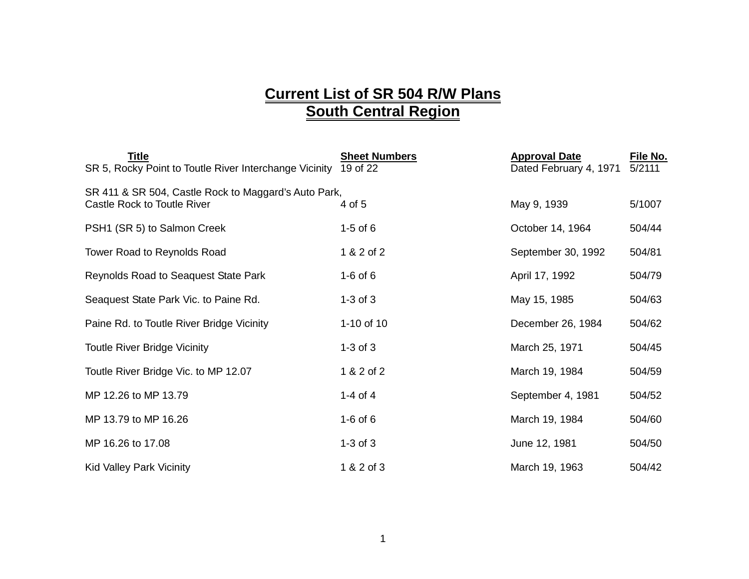# Current List of SR 504 R/W Plans
# South Central Region

| Title | Sheet Numbers | Approval Date | File No. |
|---|---|---|---|
| SR 5, Rocky Point to Toutle River Interchange Vicinity | 19 of 22 | Dated February 4, 1971 | 5/2111 |
| SR 411 & SR 504, Castle Rock to Maggard's Auto Park, Castle Rock to Toutle River | 4 of 5 | May 9, 1939 | 5/1007 |
| PSH1 (SR 5) to Salmon Creek | 1-5 of 6 | October 14, 1964 | 504/44 |
| Tower Road to Reynolds Road | 1 & 2 of 2 | September 30, 1992 | 504/81 |
| Reynolds Road to Seaquest State Park | 1-6 of 6 | April 17, 1992 | 504/79 |
| Seaquest State Park Vic. to Paine Rd. | 1-3 of 3 | May 15, 1985 | 504/63 |
| Paine Rd. to Toutle River Bridge Vicinity | 1-10 of 10 | December 26, 1984 | 504/62 |
| Toutle River Bridge Vicinity | 1-3 of 3 | March 25, 1971 | 504/45 |
| Toutle River Bridge Vic. to MP 12.07 | 1 & 2 of 2 | March 19, 1984 | 504/59 |
| MP 12.26 to MP 13.79 | 1-4 of 4 | September 4, 1981 | 504/52 |
| MP 13.79 to MP 16.26 | 1-6 of 6 | March 19, 1984 | 504/60 |
| MP 16.26 to 17.08 | 1-3 of 3 | June 12, 1981 | 504/50 |
| Kid Valley Park Vicinity | 1 & 2 of 3 | March 19, 1963 | 504/42 |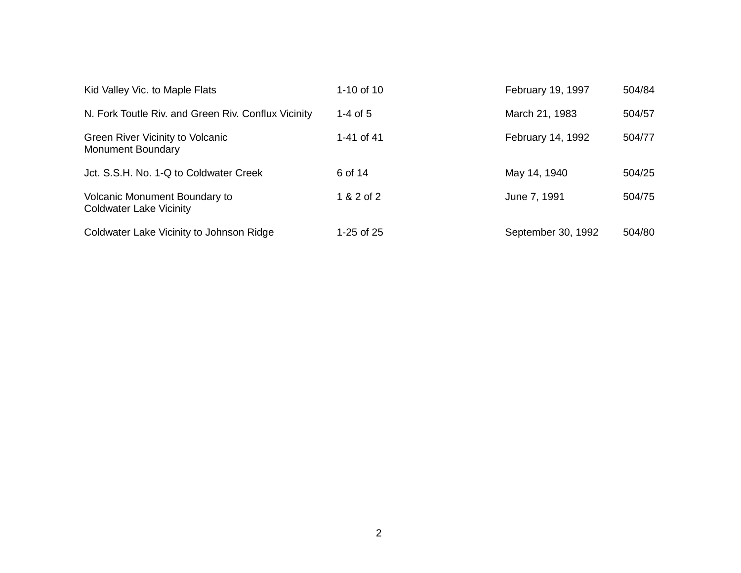| | | | |
|---|---|---|---|
| Kid Valley Vic. to Maple Flats | 1-10 of 10 | February 19, 1997 | 504/84 |
| N. Fork Toutle Riv. and Green Riv. Conflux Vicinity | 1-4 of 5 | March 21, 1983 | 504/57 |
| Green River Vicinity to Volcanic Monument Boundary | 1-41 of 41 | February 14, 1992 | 504/77 |
| Jct. S.S.H. No. 1-Q to Coldwater Creek | 6 of 14 | May 14, 1940 | 504/25 |
| Volcanic Monument Boundary to Coldwater Lake Vicinity | 1 & 2 of 2 | June 7, 1991 | 504/75 |
| Coldwater Lake Vicinity to Johnson Ridge | 1-25 of 25 | September 30, 1992 | 504/80 |